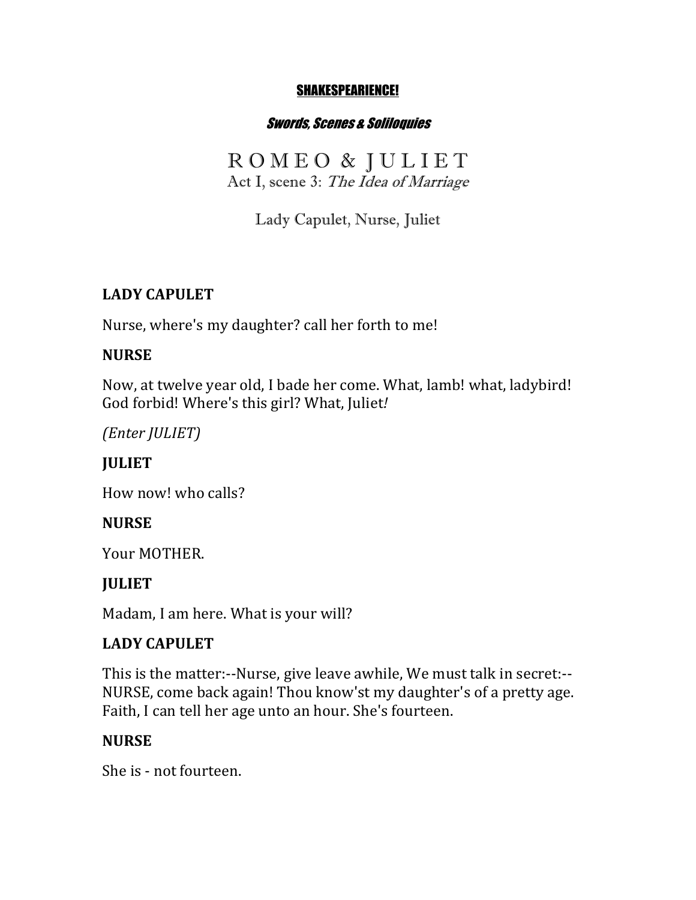**SHAKESPEARIENCE!**

***Swords, Scenes & Soliloquies***

# R O M E O & J U L I E T

Act I, scene 3: *The Idea of Marriage*

Lady Capulet, Nurse, Juliet

**LADY CAPULET**

Nurse, where's my daughter? call her forth to me!

**NURSE**

Now, at twelve year old, I bade her come. What, lamb! what, ladybird! God forbid! Where's this girl? What, Juliet*!*

*(Enter JULIET)*

**JULIET**

How now! who calls?

**NURSE**

Your MOTHER.

**JULIET**

Madam, I am here. What is your will?

**LADY CAPULET**

This is the matter:--Nurse, give leave awhile, We must talk in secret:-- NURSE, come back again! Thou know'st my daughter's of a pretty age. Faith, I can tell her age unto an hour. She's fourteen.

**NURSE**

She is - not fourteen.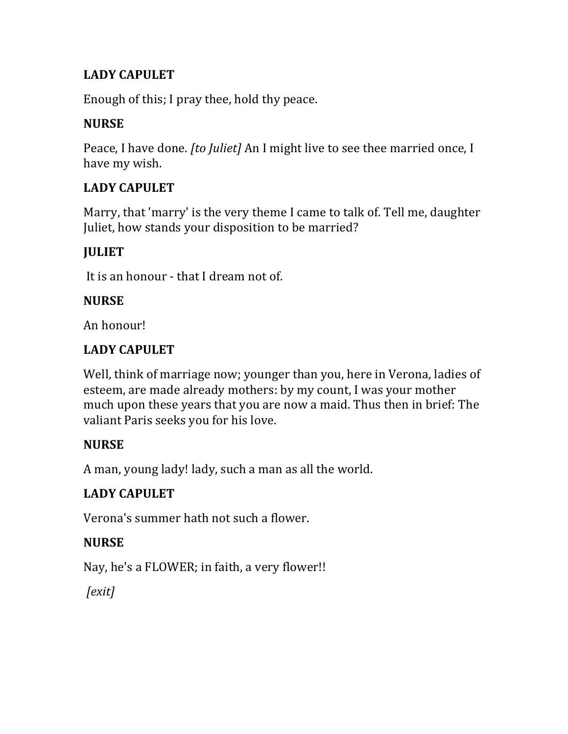**LADY CAPULET**

Enough of this; I pray thee, hold thy peace.

**NURSE**

Peace, I have done. *[to Juliet]* An I might live to see thee married once, I have my wish.

**LADY CAPULET**

Marry, that 'marry' is the very theme I came to talk of. Tell me, daughter Juliet, how stands your disposition to be married?

**JULIET**

It is an honour - that I dream not of.

**NURSE**

An honour!

**LADY CAPULET**

Well, think of marriage now; younger than you, here in Verona, ladies of esteem, are made already mothers: by my count, I was your mother much upon these years that you are now a maid. Thus then in brief: The valiant Paris seeks you for his love.

**NURSE**

A man, young lady! lady, such a man as all the world.

**LADY CAPULET**

Verona's summer hath not such a flower.

**NURSE**

Nay, he's a FLOWER; in faith, a very flower!!

*[exit]*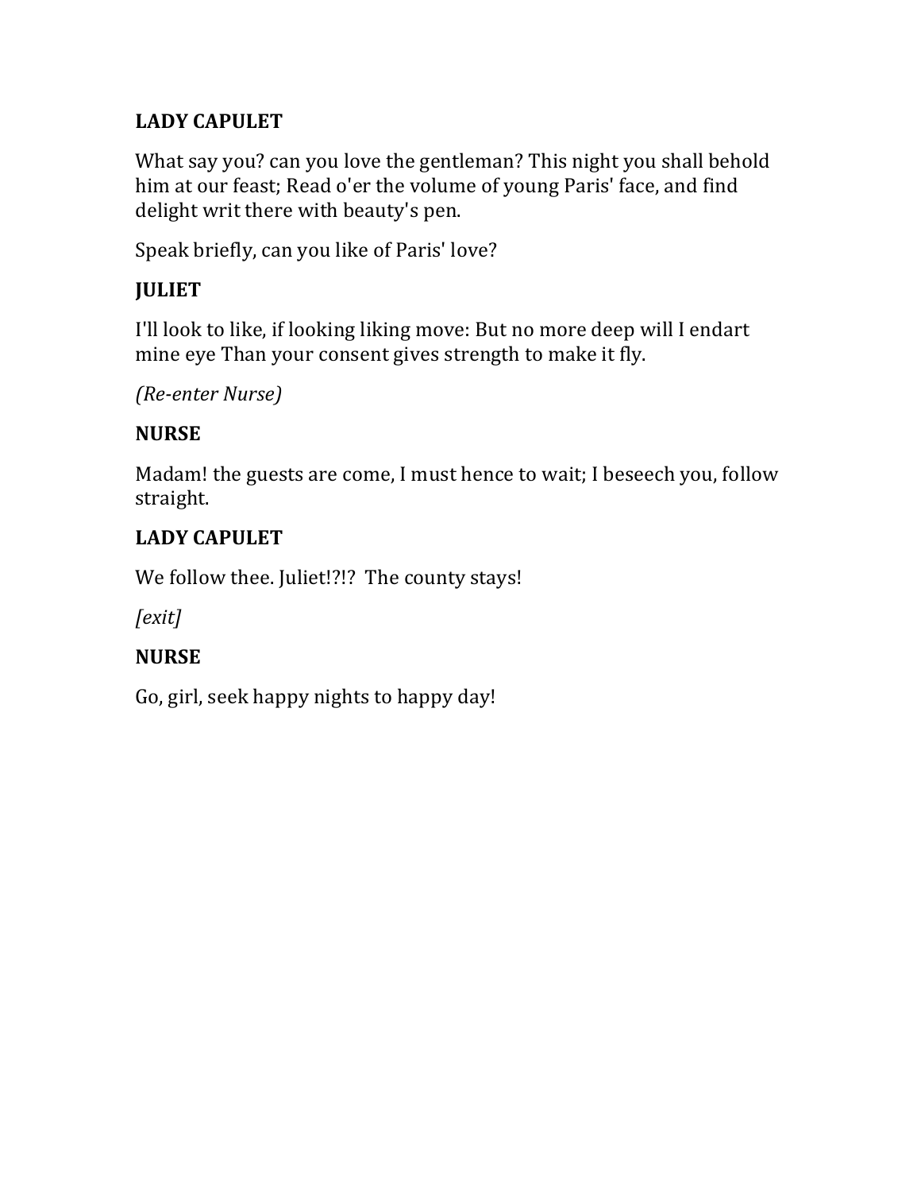**LADY CAPULET**

What say you? can you love the gentleman? This night you shall behold him at our feast; Read o'er the volume of young Paris' face, and find delight writ there with beauty's pen.

Speak briefly, can you like of Paris' love?

**JULIET**

I'll look to like, if looking liking move: But no more deep will I endart mine eye Than your consent gives strength to make it fly.

*(Re-enter Nurse)*

**NURSE**

Madam! the guests are come, I must hence to wait; I beseech you, follow straight.

**LADY CAPULET**

We follow thee. Juliet!?!? The county stays!

*[exit]*

**NURSE**

Go, girl, seek happy nights to happy day!